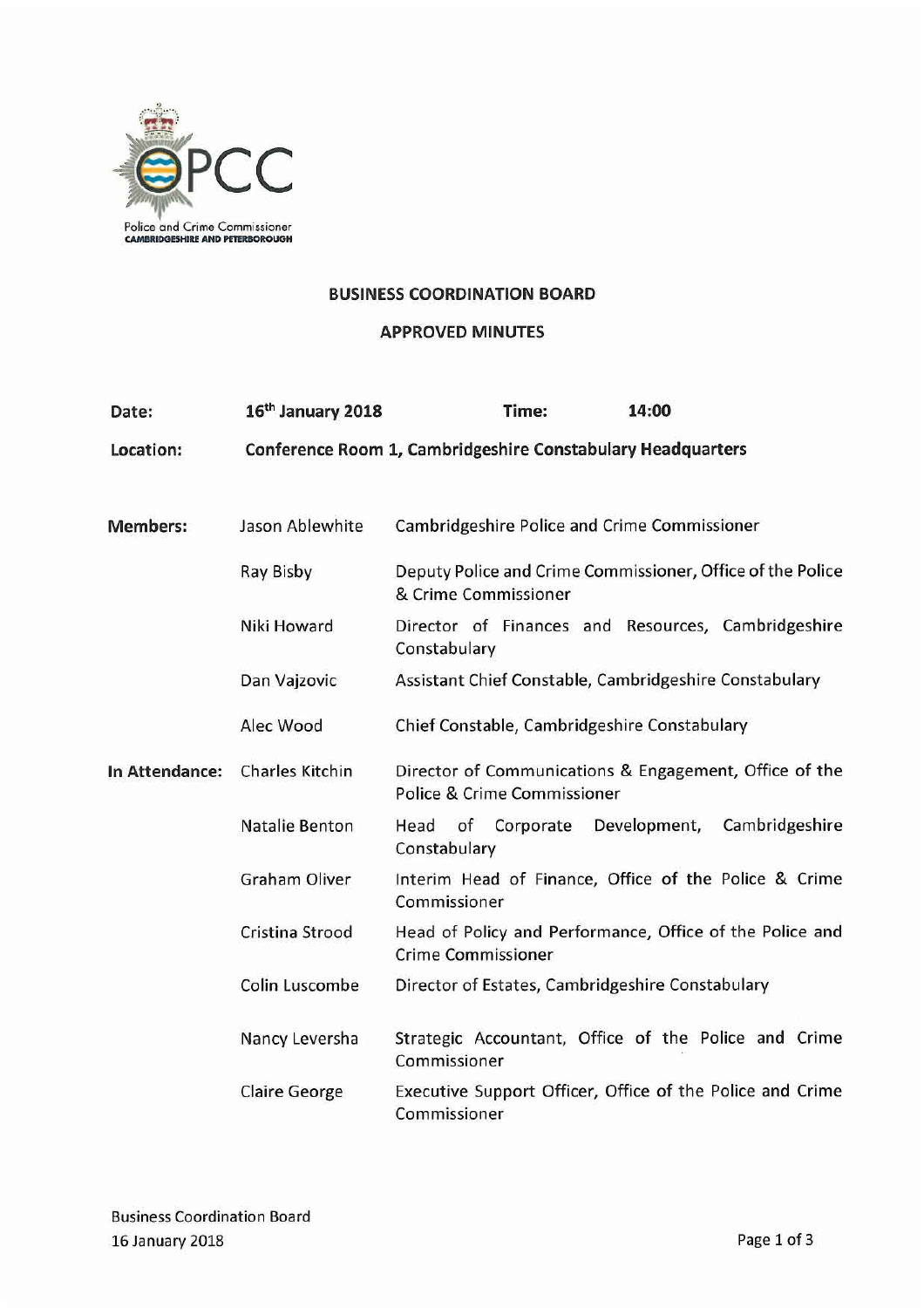Police and Crime Commissioner
CAMBRIDGESHIRE AND PETERBOROUGH

# BUSINESS COORDINATION BOARD

## APPROVED MINUTES

**Date:** **16th January 2018** **Time:** **14:00**

**Location:** **Conference Room 1, Cambridgeshire Constabulary Headquarters**

| | | |
|---|---|---|
| **Members:** | Jason Ablewhite | Cambridgeshire Police and Crime Commissioner |
| | Ray Bisby | Deputy Police and Crime Commissioner, Office of the Police & Crime Commissioner |
| | Niki Howard | Director of Finances and Resources, Cambridgeshire Constabulary |
| | Dan Vajzovic | Assistant Chief Constable, Cambridgeshire Constabulary |
| | Alec Wood | Chief Constable, Cambridgeshire Constabulary |
| **In Attendance:** | Charles Kitchin | Director of Communications & Engagement, Office of the Police & Crime Commissioner |
| | Natalie Benton | Head of Corporate Development, Cambridgeshire Constabulary |
| | Graham Oliver | Interim Head of Finance, Office of the Police & Crime Commissioner |
| | Cristina Strood | Head of Policy and Performance, Office of the Police and Crime Commissioner |
| | Colin Luscombe | Director of Estates, Cambridgeshire Constabulary |
| | Nancy Leversha | Strategic Accountant, Office of the Police and Crime Commissioner |
| | Claire George | Executive Support Officer, Office of the Police and Crime Commissioner |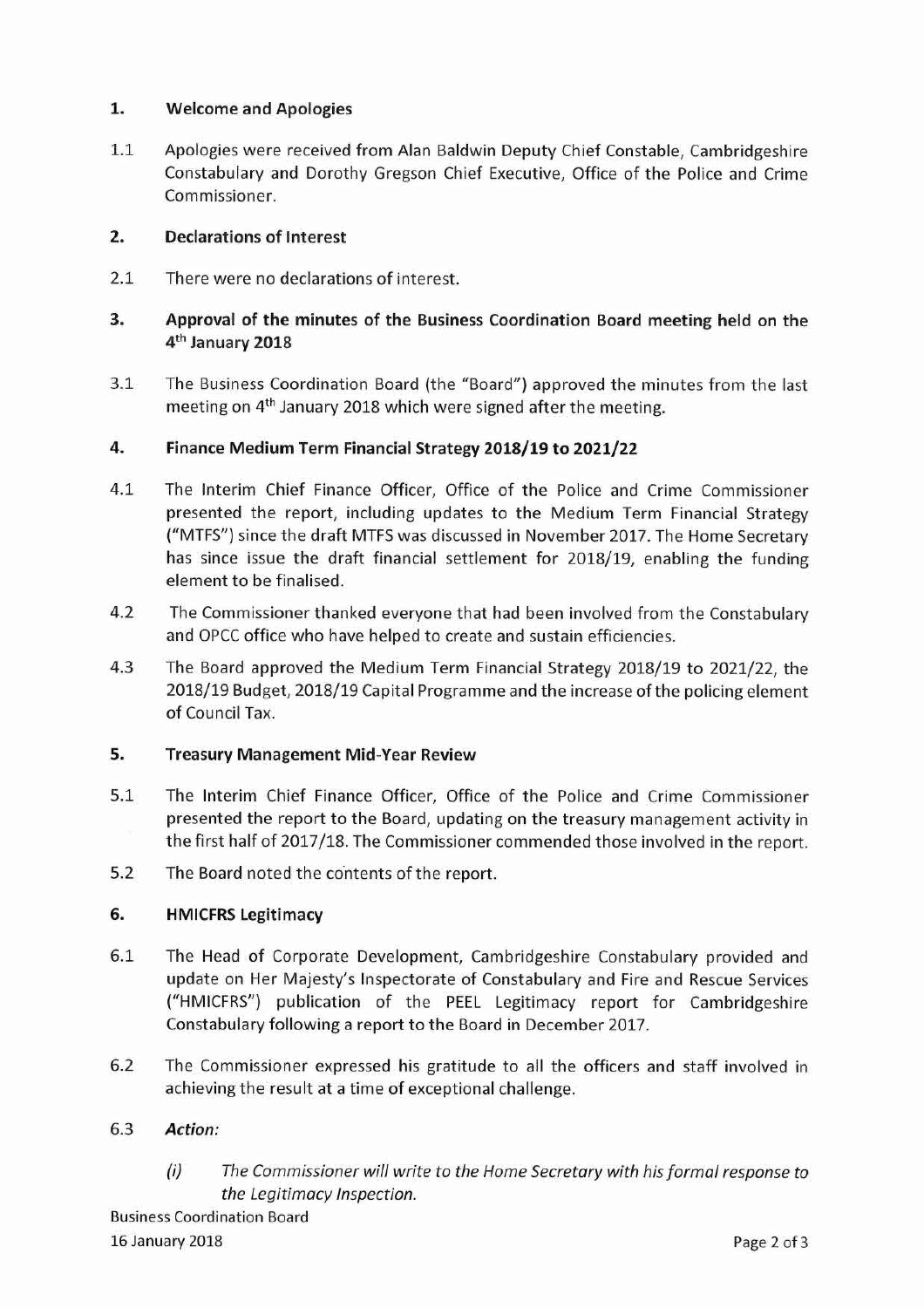## 1. Welcome and Apologies

1.1 Apologies were received from Alan Baldwin Deputy Chief Constable, Cambridgeshire Constabulary and Dorothy Gregson Chief Executive, Office of the Police and Crime Commissioner.

## 2. Declarations of Interest

2.1 There were no declarations of interest.

## 3. Approval of the minutes of the Business Coordination Board meeting held on the 4th January 2018

3.1 The Business Coordination Board (the "Board") approved the minutes from the last meeting on 4th January 2018 which were signed after the meeting.

## 4. Finance Medium Term Financial Strategy 2018/19 to 2021/22

4.1 The Interim Chief Finance Officer, Office of the Police and Crime Commissioner presented the report, including updates to the Medium Term Financial Strategy ("MTFS") since the draft MTFS was discussed in November 2017. The Home Secretary has since issue the draft financial settlement for 2018/19, enabling the funding element to be finalised.

4.2 The Commissioner thanked everyone that had been involved from the Constabulary and OPCC office who have helped to create and sustain efficiencies.

4.3 The Board approved the Medium Term Financial Strategy 2018/19 to 2021/22, the 2018/19 Budget, 2018/19 Capital Programme and the increase of the policing element of Council Tax.

## 5. Treasury Management Mid-Year Review

5.1 The Interim Chief Finance Officer, Office of the Police and Crime Commissioner presented the report to the Board, updating on the treasury management activity in the first half of 2017/18. The Commissioner commended those involved in the report.

5.2 The Board noted the contents of the report.

## 6. HMICFRS Legitimacy

6.1 The Head of Corporate Development, Cambridgeshire Constabulary provided and update on Her Majesty's Inspectorate of Constabulary and Fire and Rescue Services ("HMICFRS") publication of the PEEL Legitimacy report for Cambridgeshire Constabulary following a report to the Board in December 2017.

6.2 The Commissioner expressed his gratitude to all the officers and staff involved in achieving the result at a time of exceptional challenge.

6.3 ***Action:***

*(i) The Commissioner will write to the Home Secretary with his formal response to the Legitimacy Inspection.*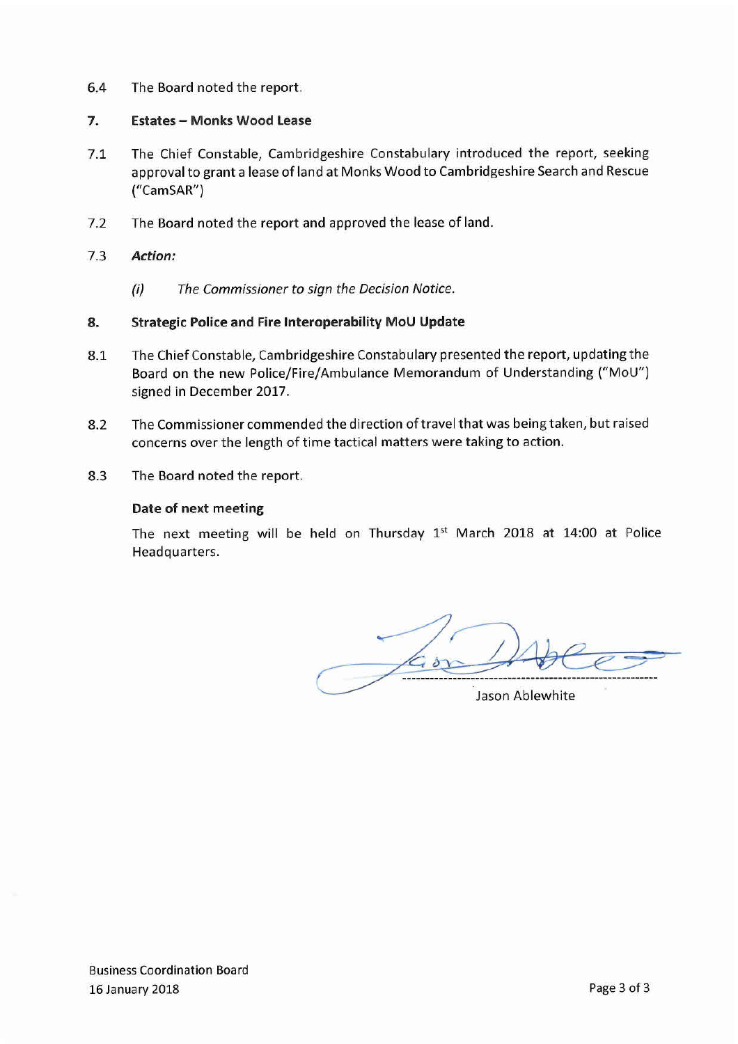6.4 The Board noted the report.

**7. Estates – Monks Wood Lease**

7.1 The Chief Constable, Cambridgeshire Constabulary introduced the report, seeking approval to grant a lease of land at Monks Wood to Cambridgeshire Search and Rescue ("CamSAR")

7.2 The Board noted the report and approved the lease of land.

7.3 ***Action:***

*(i) The Commissioner to sign the Decision Notice.*

**8. Strategic Police and Fire Interoperability MoU Update**

8.1 The Chief Constable, Cambridgeshire Constabulary presented the report, updating the Board on the new Police/Fire/Ambulance Memorandum of Understanding ("MoU") signed in December 2017.

8.2 The Commissioner commended the direction of travel that was being taken, but raised concerns over the length of time tactical matters were taking to action.

8.3 The Board noted the report.

**Date of next meeting**

The next meeting will be held on Thursday 1st March 2018 at 14:00 at Police Headquarters.

Jason Ablewhite

Business Coordination Board
16 January 2018